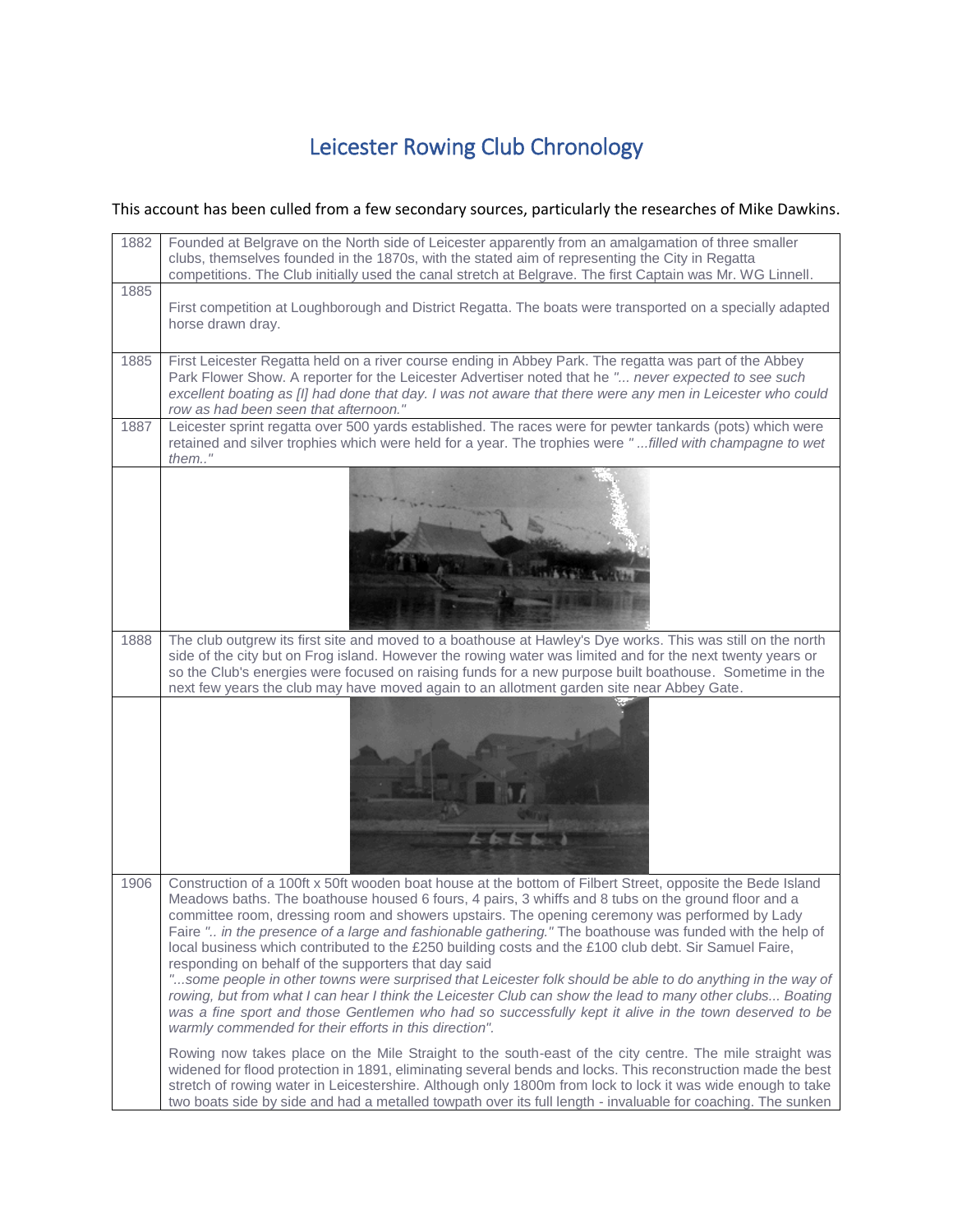# Leicester Rowing Club Chronology

This account has been culled from a few secondary sources, particularly the researches of Mike Dawkins.

| | |
|---|---|
| 1882 | Founded at Belgrave on the North side of Leicester apparently from an amalgamation of three smaller clubs, themselves founded in the 1870s, with the stated aim of representing the City in Regatta competitions. The Club initially used the canal stretch at Belgrave. The first Captain was Mr. WG Linnell. |
| 1885 | First competition at Loughborough and District Regatta. The boats were transported on a specially adapted horse drawn dray. |
| 1885 | First Leicester Regatta held on a river course ending in Abbey Park. The regatta was part of the Abbey Park Flower Show. A reporter for the Leicester Advertiser noted that he *"... never expected to see such excellent boating as [I] had done that day. I was not aware that there were any men in Leicester who could row as had been seen that afternoon."* |
| 1887 | Leicester sprint regatta over 500 yards established. The races were for pewter tankards (pots) which were retained and silver trophies which were held for a year. The trophies were *" ...filled with champagne to wet them.."* |
| | |
| 1888 | The club outgrew its first site and moved to a boathouse at Hawley's Dye works. This was still on the north side of the city but on Frog island. However the rowing water was limited and for the next twenty years or so the Club's energies were focused on raising funds for a new purpose built boathouse. Sometime in the next few years the club may have moved again to an allotment garden site near Abbey Gate. |
| | |
| 1906 | Construction of a 100ft x 50ft wooden boat house at the bottom of Filbert Street, opposite the Bede Island Meadows baths. The boathouse housed 6 fours, 4 pairs, 3 whiffs and 8 tubs on the ground floor and a committee room, dressing room and showers upstairs. The opening ceremony was performed by Lady Faire *".. in the presence of a large and fashionable gathering."* The boathouse was funded with the help of local business which contributed to the £250 building costs and the £100 club debt. Sir Samuel Faire, responding on behalf of the supporters that day said *"...some people in other towns were surprised that Leicester folk should be able to do anything in the way of rowing, but from what I can hear I think the Leicester Club can show the lead to many other clubs... Boating was a fine sport and those Gentlemen who had so successfully kept it alive in the town deserved to be warmly commended for their efforts in this direction".* <br><br> Rowing now takes place on the Mile Straight to the south-east of the city centre. The mile straight was widened for flood protection in 1891, eliminating several bends and locks. This reconstruction made the best stretch of rowing water in Leicestershire. Although only 1800m from lock to lock it was wide enough to take two boats side by side and had a metalled towpath over its full length - invaluable for coaching. The sunken |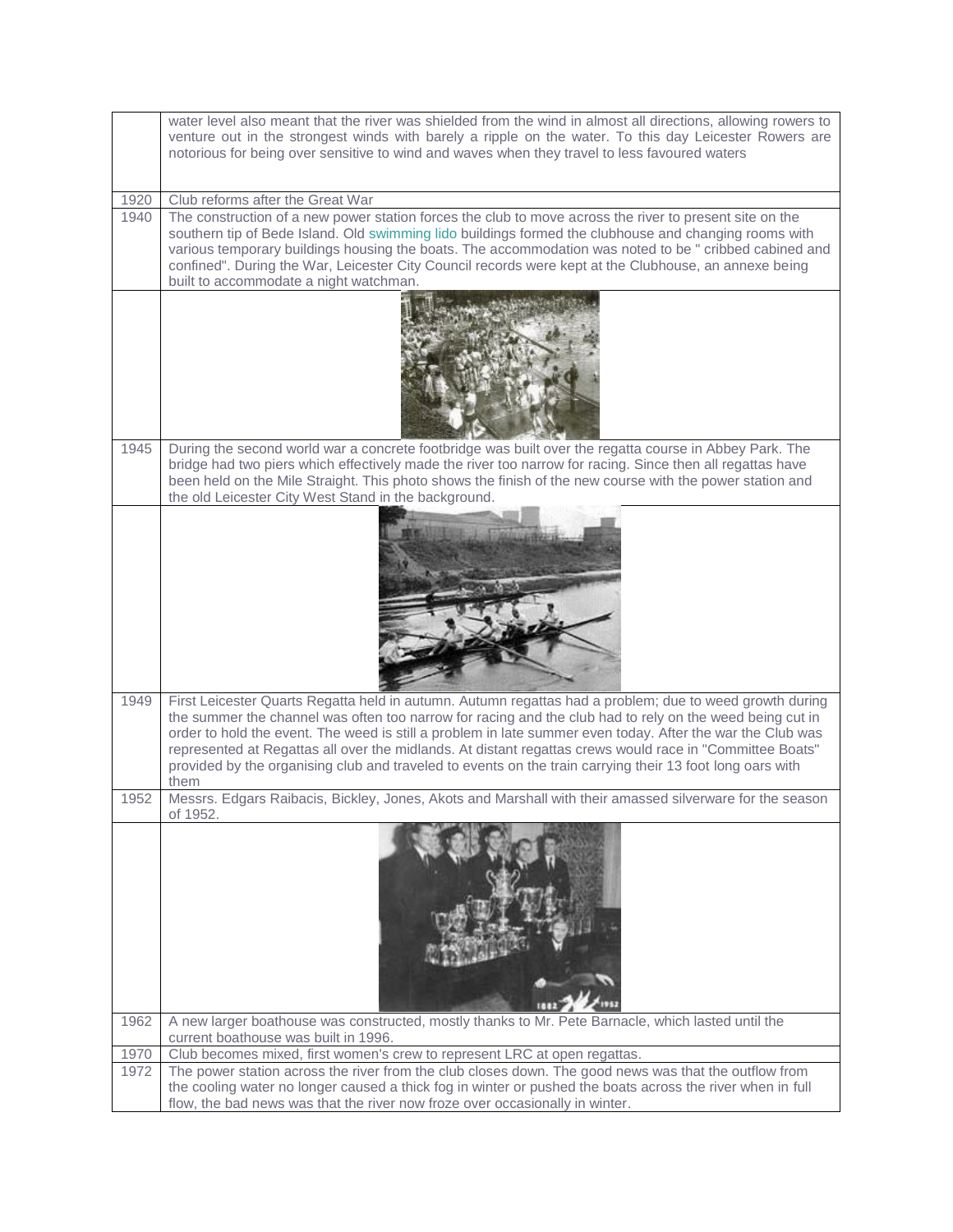| | |
|---|---|
| | water level also meant that the river was shielded from the wind in almost all directions, allowing rowers to venture out in the strongest winds with barely a ripple on the water. To this day Leicester Rowers are notorious for being over sensitive to wind and waves when they travel to less favoured waters |
| 1920 | Club reforms after the Great War |
| 1940 | The construction of a new power station forces the club to move across the river to present site on the southern tip of Bede Island. Old swimming lido buildings formed the clubhouse and changing rooms with various temporary buildings housing the boats. The accommodation was noted to be " cribbed cabined and confined". During the War, Leicester City Council records were kept at the Clubhouse, an annexe being built to accommodate a night watchman. |
| | |
| 1945 | During the second world war a concrete footbridge was built over the regatta course in Abbey Park. The bridge had two piers which effectively made the river too narrow for racing. Since then all regattas have been held on the Mile Straight. This photo shows the finish of the new course with the power station and the old Leicester City West Stand in the background. |
| | |
| 1949 | First Leicester Quarts Regatta held in autumn. Autumn regattas had a problem; due to weed growth during the summer the channel was often too narrow for racing and the club had to rely on the weed being cut in order to hold the event. The weed is still a problem in late summer even today. After the war the Club was represented at Regattas all over the midlands. At distant regattas crews would race in "Committee Boats" provided by the organising club and traveled to events on the train carrying their 13 foot long oars with them |
| 1952 | Messrs. Edgars Raibacis, Bickley, Jones, Akots and Marshall with their amassed silverware for the season of 1952. |
| | |
| 1962 | A new larger boathouse was constructed, mostly thanks to Mr. Pete Barnacle, which lasted until the current boathouse was built in 1996. |
| 1970 | Club becomes mixed, first women's crew to represent LRC at open regattas. |
| 1972 | The power station across the river from the club closes down. The good news was that the outflow from the cooling water no longer caused a thick fog in winter or pushed the boats across the river when in full flow, the bad news was that the river now froze over occasionally in winter. |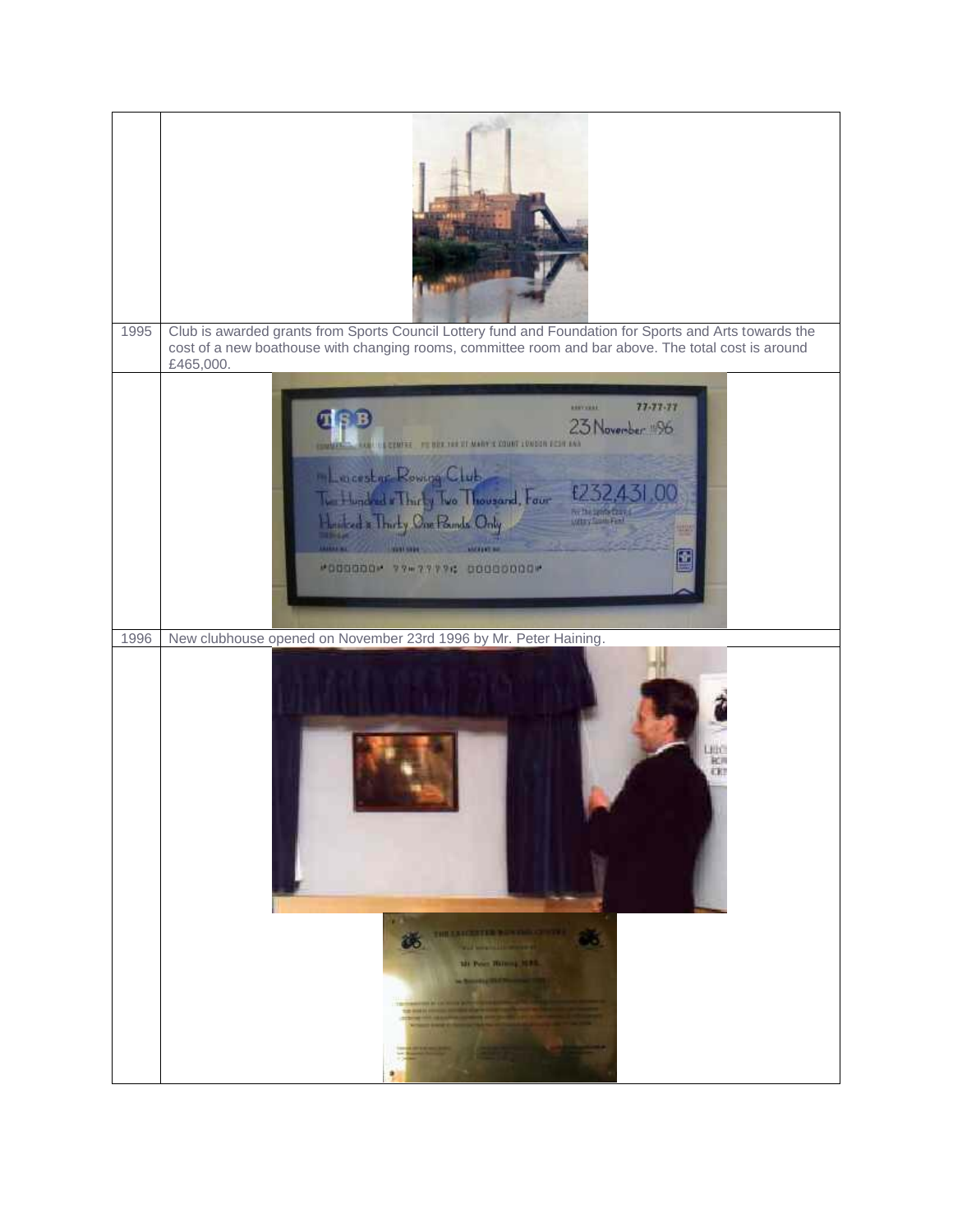| | |
|---|---|
| | |
| 1995 | Club is awarded grants from Sports Council Lottery fund and Foundation for Sports and Arts towards the cost of a new boathouse with changing rooms, committee room and bar above. The total cost is around £465,000. |
| | |
| 1996 | New clubhouse opened on November 23rd 1996 by Mr. Peter Haining. |
| | |